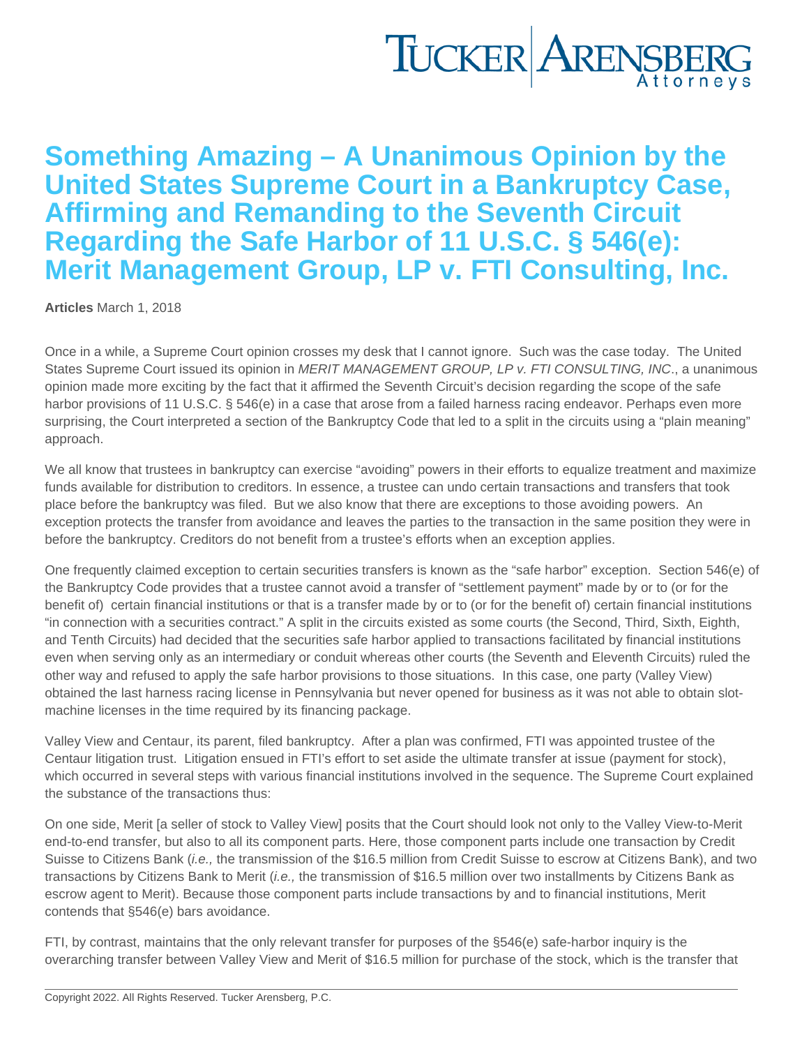# Something Amazing – A Unanimous Opinion by the United States Supreme Court in a Bankruptcy Case, Affirming and Remanding to the Seventh Circuit Regarding the Safe Harbor of 11 U.S.C. § 546(e): Merit Management Group, LP v. FTI Consulting, Inc.

**Articles** March 1, 2018

Once in a while, a Supreme Court opinion crosses my desk that I cannot ignore. Such was the case today. The United States Supreme Court issued its opinion in *MERIT MANAGEMENT GROUP, LP v. FTI CONSULTING, INC*., a unanimous opinion made more exciting by the fact that it affirmed the Seventh Circuit's decision regarding the scope of the safe harbor provisions of 11 U.S.C. § 546(e) in a case that arose from a failed harness racing endeavor. Perhaps even more surprising, the Court interpreted a section of the Bankruptcy Code that led to a split in the circuits using a "plain meaning" approach.

We all know that trustees in bankruptcy can exercise "avoiding" powers in their efforts to equalize treatment and maximize funds available for distribution to creditors. In essence, a trustee can undo certain transactions and transfers that took place before the bankruptcy was filed. But we also know that there are exceptions to those avoiding powers. An exception protects the transfer from avoidance and leaves the parties to the transaction in the same position they were in before the bankruptcy. Creditors do not benefit from a trustee's efforts when an exception applies.

One frequently claimed exception to certain securities transfers is known as the "safe harbor" exception. Section 546(e) of the Bankruptcy Code provides that a trustee cannot avoid a transfer of "settlement payment" made by or to (or for the benefit of) certain financial institutions or that is a transfer made by or to (or for the benefit of) certain financial institutions "in connection with a securities contract." A split in the circuits existed as some courts (the Second, Third, Sixth, Eighth, and Tenth Circuits) had decided that the securities safe harbor applied to transactions facilitated by financial institutions even when serving only as an intermediary or conduit whereas other courts (the Seventh and Eleventh Circuits) ruled the other way and refused to apply the safe harbor provisions to those situations. In this case, one party (Valley View) obtained the last harness racing license in Pennsylvania but never opened for business as it was not able to obtain slot-machine licenses in the time required by its financing package.

Valley View and Centaur, its parent, filed bankruptcy. After a plan was confirmed, FTI was appointed trustee of the Centaur litigation trust. Litigation ensued in FTI's effort to set aside the ultimate transfer at issue (payment for stock), which occurred in several steps with various financial institutions involved in the sequence. The Supreme Court explained the substance of the transactions thus:

On one side, Merit [a seller of stock to Valley View] posits that the Court should look not only to the Valley View-to-Merit end-to-end transfer, but also to all its component parts. Here, those component parts include one transaction by Credit Suisse to Citizens Bank (*i.e.,* the transmission of the $16.5 million from Credit Suisse to escrow at Citizens Bank), and two transactions by Citizens Bank to Merit (*i.e.,* the transmission of $16.5 million over two installments by Citizens Bank as escrow agent to Merit). Because those component parts include transactions by and to financial institutions, Merit contends that §546(e) bars avoidance.

FTI, by contrast, maintains that the only relevant transfer for purposes of the §546(e) safe-harbor inquiry is the overarching transfer between Valley View and Merit of $16.5 million for purchase of the stock, which is the transfer that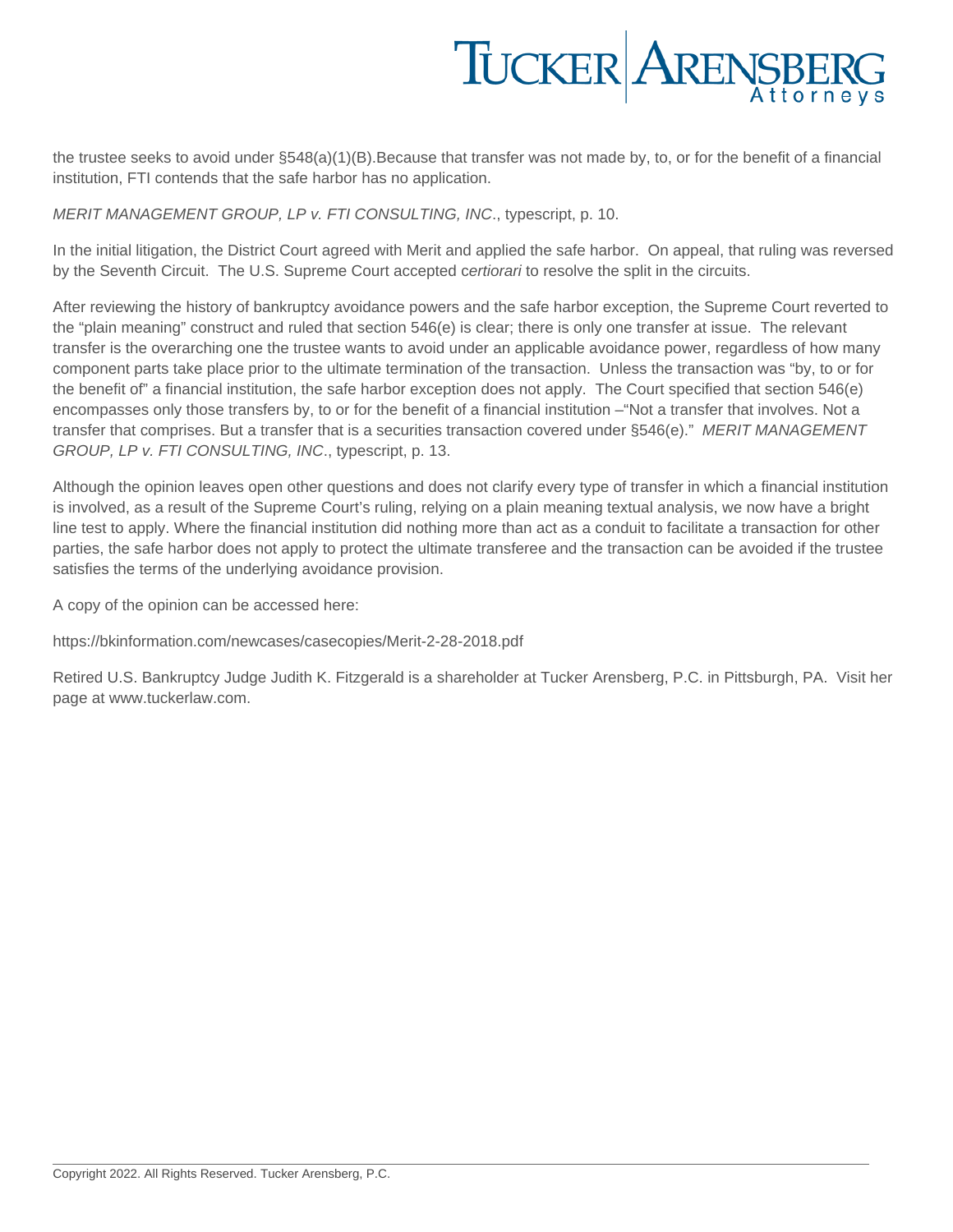the trustee seeks to avoid under §548(a)(1)(B).Because that transfer was not made by, to, or for the benefit of a financial institution, FTI contends that the safe harbor has no application.

*MERIT MANAGEMENT GROUP, LP v. FTI CONSULTING, INC*., typescript, p. 10.

In the initial litigation, the District Court agreed with Merit and applied the safe harbor. On appeal, that ruling was reversed by the Seventh Circuit. The U.S. Supreme Court accepted c*ertiorari* to resolve the split in the circuits.

After reviewing the history of bankruptcy avoidance powers and the safe harbor exception, the Supreme Court reverted to the "plain meaning" construct and ruled that section 546(e) is clear; there is only one transfer at issue. The relevant transfer is the overarching one the trustee wants to avoid under an applicable avoidance power, regardless of how many component parts take place prior to the ultimate termination of the transaction. Unless the transaction was "by, to or for the benefit of" a financial institution, the safe harbor exception does not apply. The Court specified that section 546(e) encompasses only those transfers by, to or for the benefit of a financial institution –"Not a transfer that involves. Not a transfer that comprises. But a transfer that is a securities transaction covered under §546(e)." *MERIT MANAGEMENT GROUP, LP v. FTI CONSULTING, INC*., typescript, p. 13.

Although the opinion leaves open other questions and does not clarify every type of transfer in which a financial institution is involved, as a result of the Supreme Court's ruling, relying on a plain meaning textual analysis, we now have a bright line test to apply. Where the financial institution did nothing more than act as a conduit to facilitate a transaction for other parties, the safe harbor does not apply to protect the ultimate transferee and the transaction can be avoided if the trustee satisfies the terms of the underlying avoidance provision.

A copy of the opinion can be accessed here:

https://bkinformation.com/newcases/casecopies/Merit-2-28-2018.pdf

Retired U.S. Bankruptcy Judge Judith K. Fitzgerald is a shareholder at Tucker Arensberg, P.C. in Pittsburgh, PA. Visit her page at www.tuckerlaw.com.